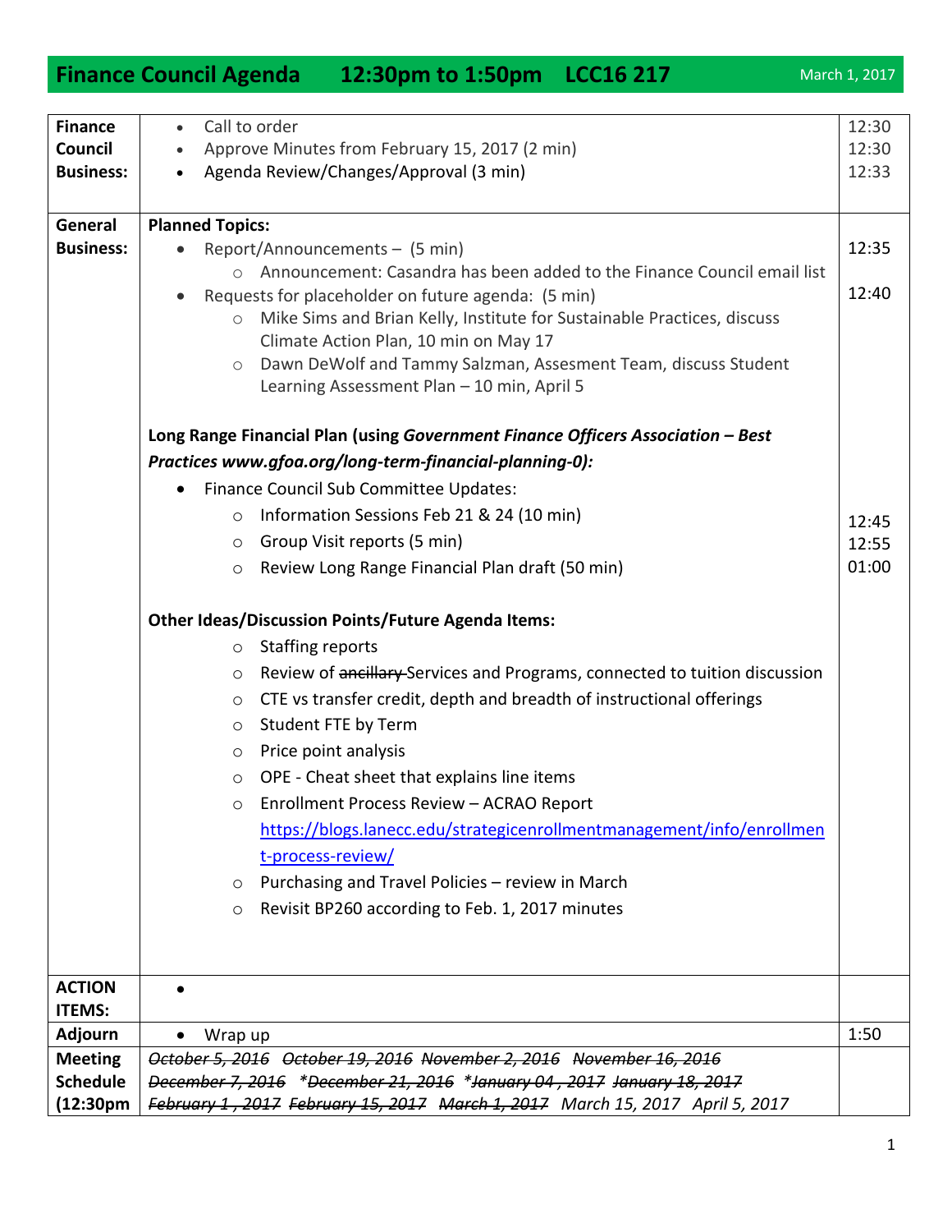# Finance Council Agenda 12:30pm to 1:50pm LCC16 217

March 1, 2017

| | | |
|---|---|---|
| **Finance Council Business:** | • Call to order<br>• Approve Minutes from February 15, 2017 (2 min)<br>• Agenda Review/Changes/Approval (3 min) | 12:30<br>12:30<br>12:33 |
| **General Business:** | **Planned Topics:**<br>• Report/Announcements – (5 min)<br>  ○ Announcement: Casandra has been added to the Finance Council email list<br>• Requests for placeholder on future agenda: (5 min)<br>  ○ Mike Sims and Brian Kelly, Institute for Sustainable Practices, discuss Climate Action Plan, 10 min on May 17<br>  ○ Dawn DeWolf and Tammy Salzman, Assesment Team, discuss Student Learning Assessment Plan – 10 min, April 5<br><br>**Long Range Financial Plan (using *Government Finance Officers Association – Best Practices www.gfoa.org/long-term-financial-planning-0)*:**<br>• Finance Council Sub Committee Updates:<br>  ○ Information Sessions Feb 21 & 24 (10 min)<br>  ○ Group Visit reports (5 min)<br>  ○ Review Long Range Financial Plan draft (50 min)<br><br>**Other Ideas/Discussion Points/Future Agenda Items:**<br>  ○ Staffing reports<br>  ○ Review of ~~ancillary~~ Services and Programs, connected to tuition discussion<br>  ○ CTE vs transfer credit, depth and breadth of instructional offerings<br>  ○ Student FTE by Term<br>  ○ Price point analysis<br>  ○ OPE - Cheat sheet that explains line items<br>  ○ Enrollment Process Review – ACRAO Report https://blogs.lanecc.edu/strategicenrollmentmanagement/info/enrollment-process-review/<br>  ○ Purchasing and Travel Policies – review in March<br>  ○ Revisit BP260 according to Feb. 1, 2017 minutes | 12:35<br><br>12:40<br><br><br><br><br><br><br><br>12:45<br>12:55<br>01:00 |
| **ACTION ITEMS:** | • | |
| **Adjourn** | • Wrap up | 1:50 |
| **Meeting Schedule (12:30pm** | *~~October 5, 2016~~ ~~October 19, 2016~~ ~~November 2, 2016~~ ~~November 16, 2016~~ ~~December 7, 2016~~ ~~\*December 21, 2016~~ ~~\*January 04 , 2017~~ ~~January 18, 2017~~ ~~February 1 , 2017~~ ~~February 15, 2017~~ ~~March 1, 2017~~ March 15, 2017 April 5, 2017* | |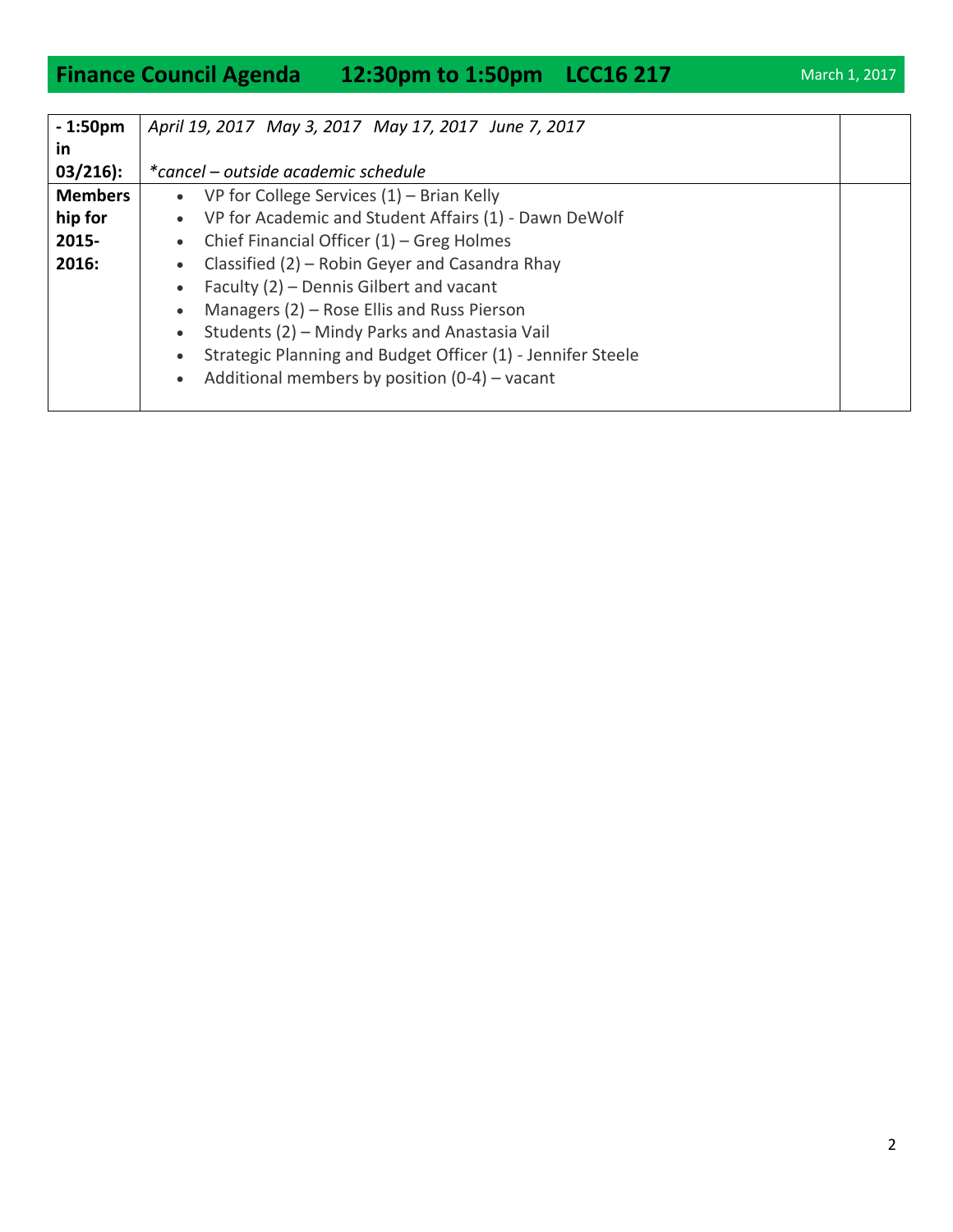## Finance Council Agenda 12:30pm to 1:50pm LCC16 217

March 1, 2017

| | | |
|---|---|---|
| **- 1:50pm in 03/216):** | *April 19, 2017 May 3, 2017 May 17, 2017 June 7, 2017*<br><br>*\*cancel – outside academic schedule* | |
| **Membership for 2015-2016:** | • VP for College Services (1) – Brian Kelly<br>• VP for Academic and Student Affairs (1) - Dawn DeWolf<br>• Chief Financial Officer (1) – Greg Holmes<br>• Classified (2) – Robin Geyer and Casandra Rhay<br>• Faculty (2) – Dennis Gilbert and vacant<br>• Managers (2) – Rose Ellis and Russ Pierson<br>• Students (2) – Mindy Parks and Anastasia Vail<br>• Strategic Planning and Budget Officer (1) - Jennifer Steele<br>• Additional members by position (0-4) – vacant | |